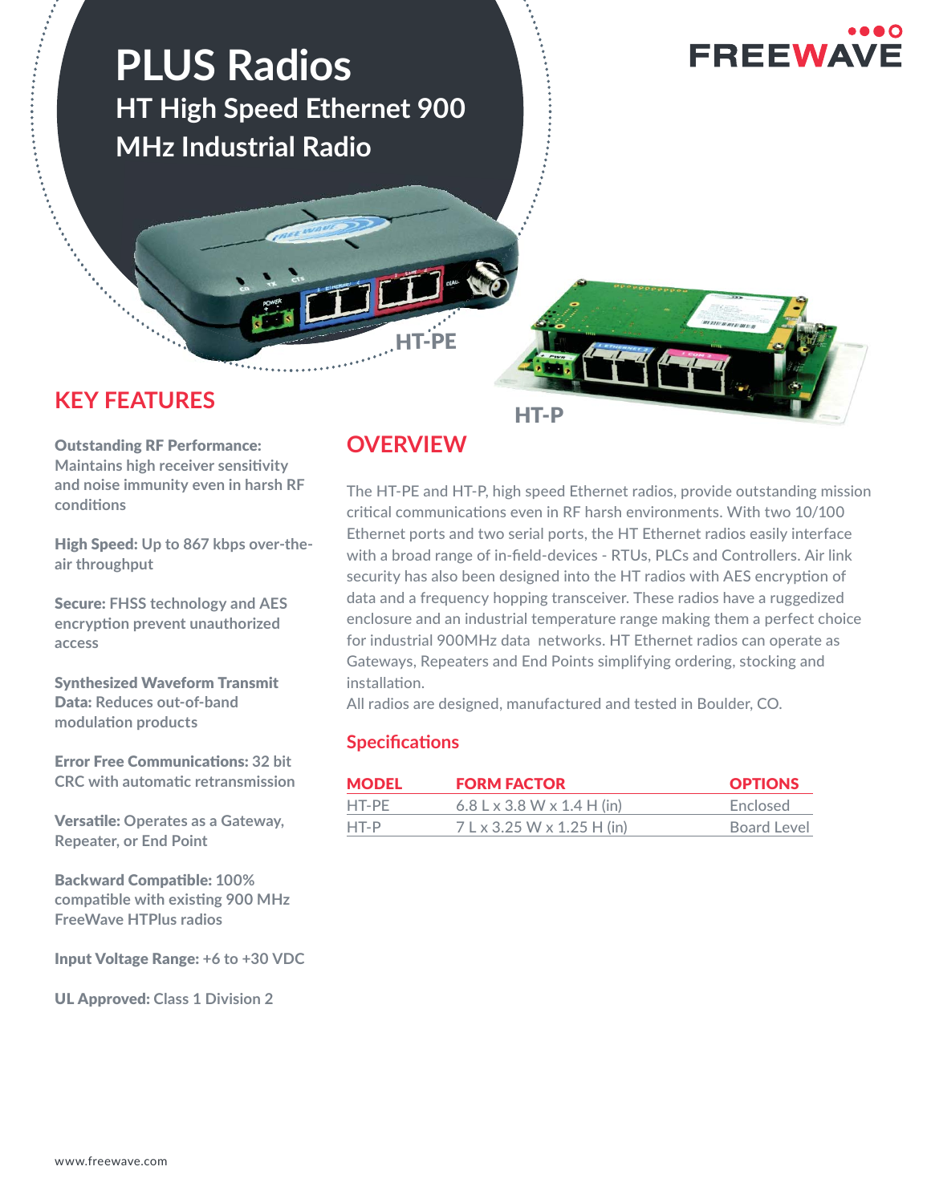# PLUS Radios

## HT High Speed Ethernet 900 MHz Industrial Radio

FREEWAVE

HT-PE

HT-P

## KEY FEATURES

**Outstanding RF Performance:** Maintains high receiver sensitivity and noise immunity even in harsh RF conditions

**High Speed:** Up to 867 kbps over-the-air throughput

**Secure:** FHSS technology and AES encryption prevent unauthorized access

**Synthesized Waveform Transmit Data:** Reduces out-of-band modulation products

**Error Free Communications:** 32 bit CRC with automatic retransmission

**Versatile:** Operates as a Gateway, Repeater, or End Point

**Backward Compatible:** 100% compatible with existing 900 MHz FreeWave HTPlus radios

**Input Voltage Range:** +6 to +30 VDC

**UL Approved:** Class 1 Division 2

## OVERVIEW

The HT-PE and HT-P, high speed Ethernet radios, provide outstanding mission critical communications even in RF harsh environments. With two 10/100 Ethernet ports and two serial ports, the HT Ethernet radios easily interface with a broad range of in-field-devices - RTUs, PLCs and Controllers. Air link security has also been designed into the HT radios with AES encryption of data and a frequency hopping transceiver. These radios have a ruggedized enclosure and an industrial temperature range making them a perfect choice for industrial 900MHz data networks. HT Ethernet radios can operate as Gateways, Repeaters and End Points simplifying ordering, stocking and installation.

All radios are designed, manufactured and tested in Boulder, CO.

### Specifications

| MODEL | FORM FACTOR | OPTIONS |
|---|---|---|
| HT-PE | 6.8 L x 3.8 W x 1.4 H (in) | Enclosed |
| HT-P | 7 L x 3.25 W x 1.25 H (in) | Board Level |

www.freewave.com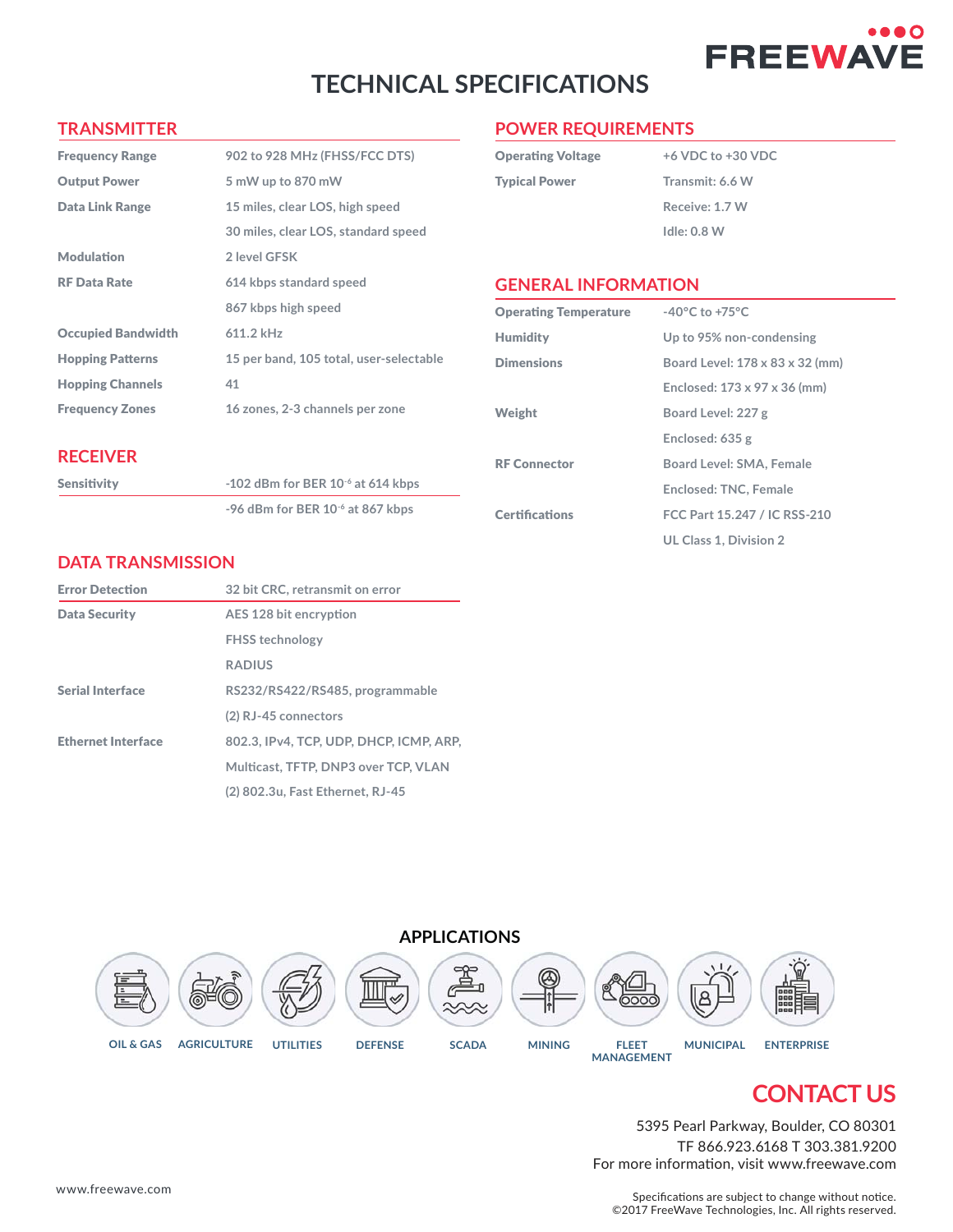# TECHNICAL SPECIFICATIONS

## TRANSMITTER

| | |
|---|---|
| Frequency Range | 902 to 928 MHz (FHSS/FCC DTS) |
| Output Power | 5 mW up to 870 mW |
| Data Link Range | 15 miles, clear LOS, high speed |
| | 30 miles, clear LOS, standard speed |
| Modulation | 2 level GFSK |
| RF Data Rate | 614 kbps standard speed |
| | 867 kbps high speed |
| Occupied Bandwidth | 611.2 kHz |
| Hopping Patterns | 15 per band, 105 total, user-selectable |
| Hopping Channels | 41 |
| Frequency Zones | 16 zones, 2-3 channels per zone |

## RECEIVER

| | |
|---|---|
| Sensitivity | -102 dBm for BER $10^{-6}$ at 614 kbps |
| | -96 dBm for BER $10^{-6}$ at 867 kbps |

## DATA TRANSMISSION

| | |
|---|---|
| Error Detection | 32 bit CRC, retransmit on error |
| Data Security | AES 128 bit encryption |
| | FHSS technology |
| | RADIUS |
| Serial Interface | RS232/RS422/RS485, programmable |
| | (2) RJ-45 connectors |
| Ethernet Interface | 802.3, IPv4, TCP, UDP, DHCP, ICMP, ARP, |
| | Multicast, TFTP, DNP3 over TCP, VLAN |
| | (2) 802.3u, Fast Ethernet, RJ-45 |

## POWER REQUIREMENTS

| | |
|---|---|
| Operating Voltage | +6 VDC to +30 VDC |
| Typical Power | Transmit: 6.6 W |
| | Receive: 1.7 W |
| | Idle: 0.8 W |

## GENERAL INFORMATION

| | |
|---|---|
| Operating Temperature | -40°C to +75°C |
| Humidity | Up to 95% non-condensing |
| Dimensions | Board Level: 178 x 83 x 32 (mm) |
| | Enclosed: 173 x 97 x 36 (mm) |
| Weight | Board Level: 227 g |
| | Enclosed: 635 g |
| RF Connector | Board Level: SMA, Female |
| | Enclosed: TNC, Female |
| Certifications | FCC Part 15.247 / IC RSS-210 |
| | UL Class 1, Division 2 |

## APPLICATIONS

OIL & GAS, AGRICULTURE, UTILITIES, DEFENSE, SCADA, MINING, FLEET MANAGEMENT, MUNICIPAL, ENTERPRISE

## CONTACT US

5395 Pearl Parkway, Boulder, CO 80301
TF 866.923.6168 T 303.381.9200
For more information, visit www.freewave.com

www.freewave.com

Specifications are subject to change without notice.
©2017 FreeWave Technologies, Inc. All rights reserved.